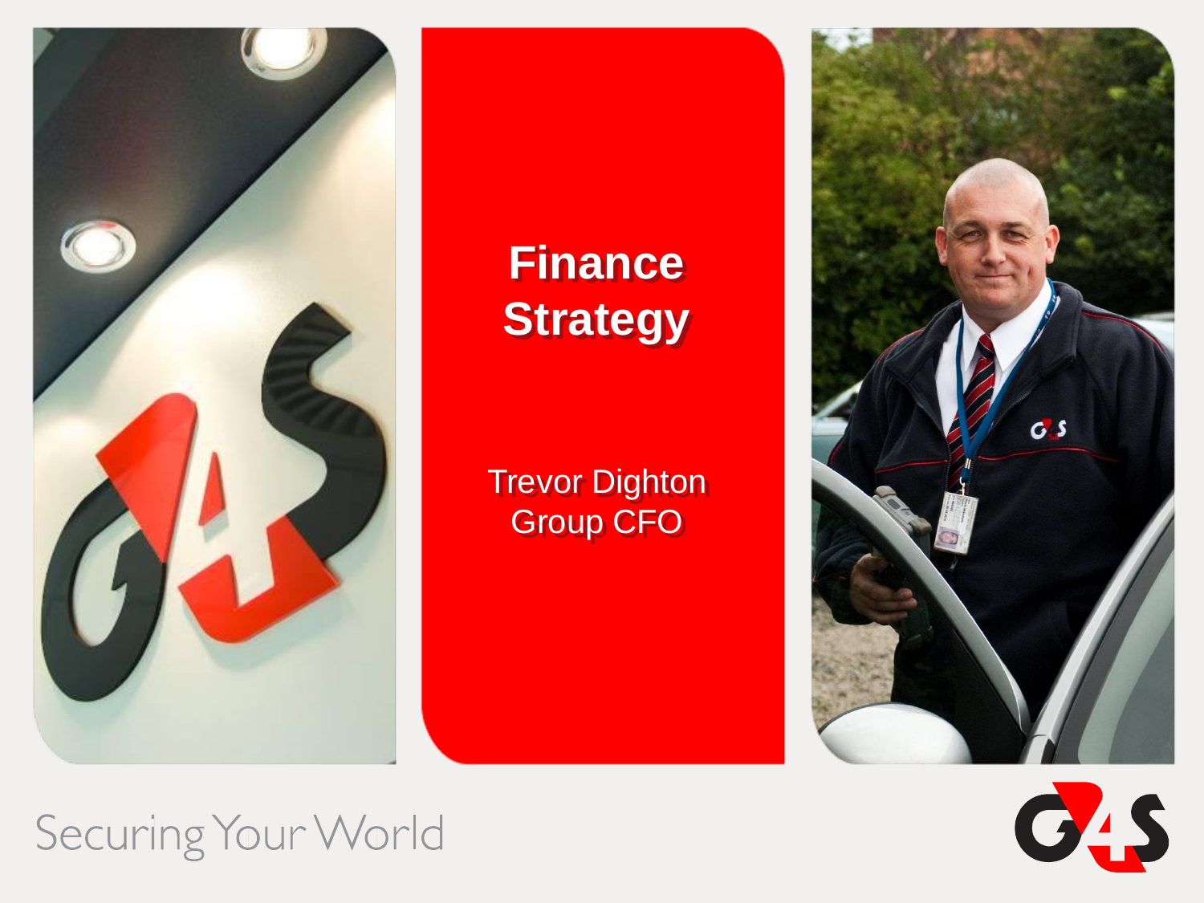# Finance Strategy

Trevor Dighton
Group CFO

Securing Your World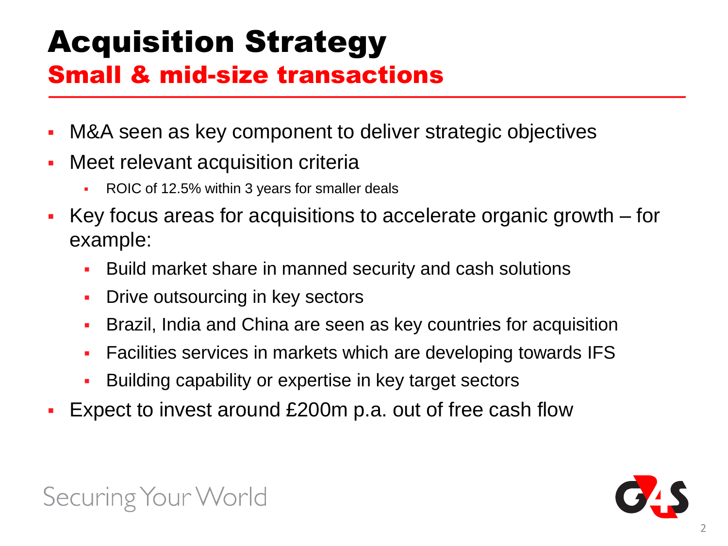# Acquisition Strategy
## Small & mid-size transactions

- M&A seen as key component to deliver strategic objectives
- Meet relevant acquisition criteria
  - ROIC of 12.5% within 3 years for smaller deals
- Key focus areas for acquisitions to accelerate organic growth – for example:
  - Build market share in manned security and cash solutions
  - Drive outsourcing in key sectors
  - Brazil, India and China are seen as key countries for acquisition
  - Facilities services in markets which are developing towards IFS
  - Building capability or expertise in key target sectors
- Expect to invest around £200m p.a. out of free cash flow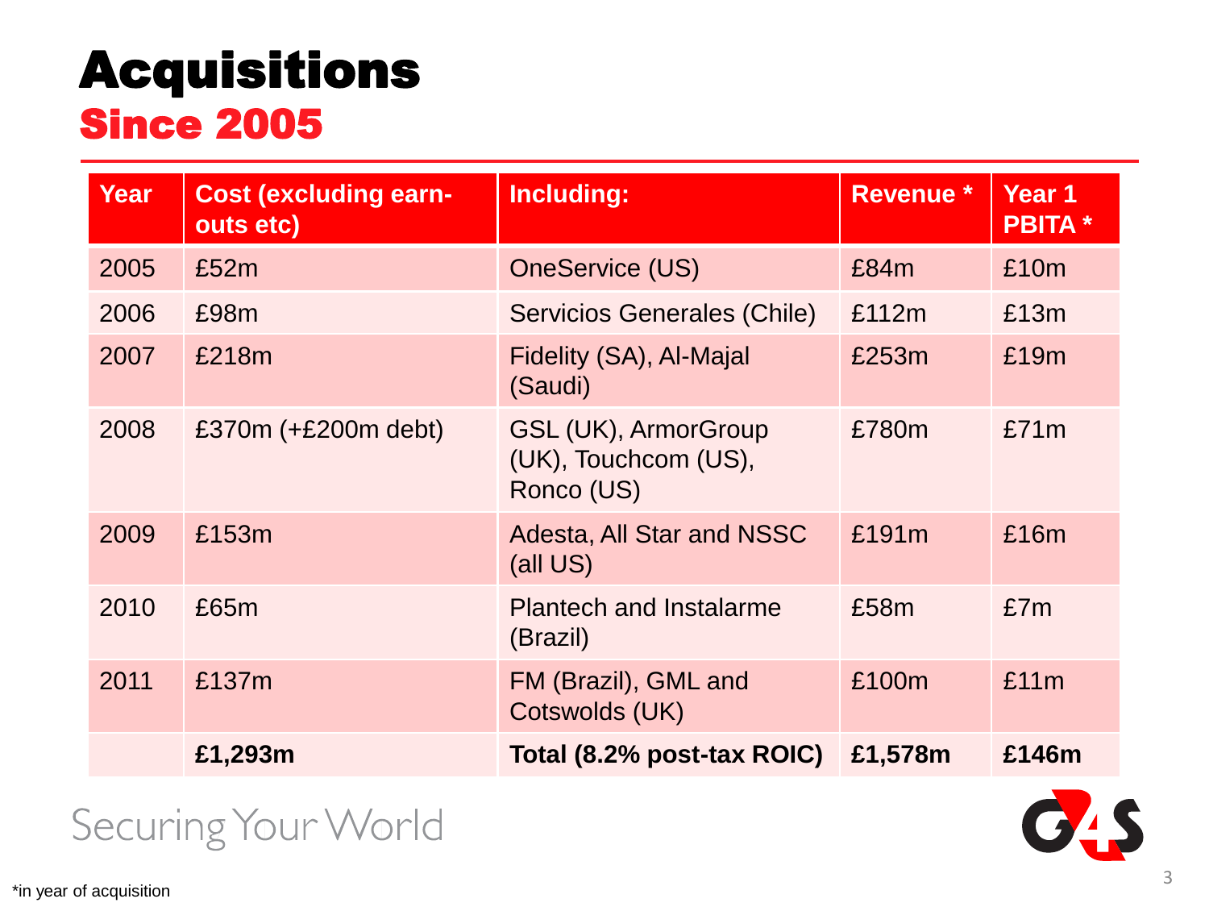# Acquisitions
## Since 2005

| Year | Cost (excluding earn-outs etc) | Including: | Revenue * | Year 1 PBITA * |
|---|---|---|---|---|
| 2005 | £52m | OneService (US) | £84m | £10m |
| 2006 | £98m | Servicios Generales (Chile) | £112m | £13m |
| 2007 | £218m | Fidelity (SA), Al-Majal (Saudi) | £253m | £19m |
| 2008 | £370m (+£200m debt) | GSL (UK), ArmorGroup (UK), Touchcom (US), Ronco (US) | £780m | £71m |
| 2009 | £153m | Adesta, All Star and NSSC (all US) | £191m | £16m |
| 2010 | £65m | Plantech and Instalarme (Brazil) | £58m | £7m |
| 2011 | £137m | FM (Brazil), GML and Cotswolds (UK) | £100m | £11m |
| | **£1,293m** | **Total (8.2% post-tax ROIC)** | **£1,578m** | **£146m** |

Securing Your World

*in year of acquisition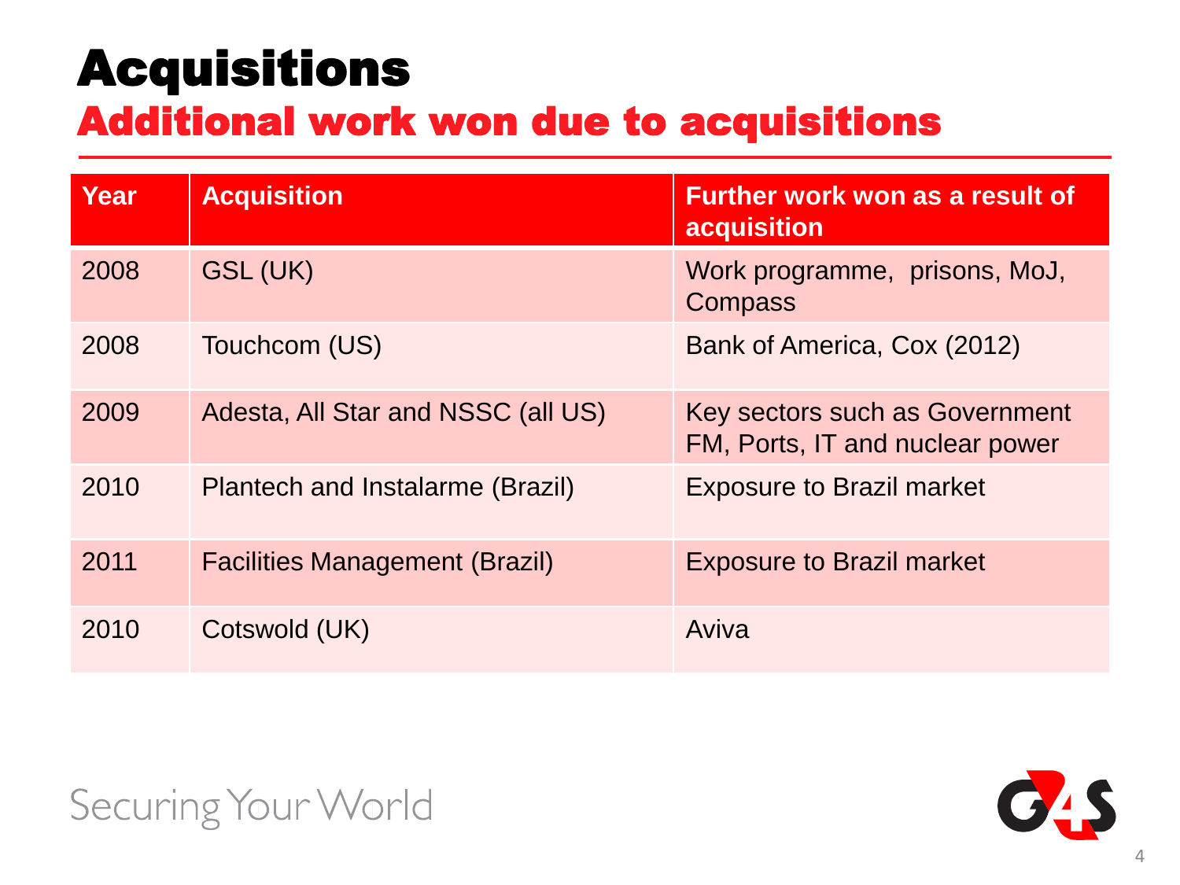# Acquisitions

## Additional work won due to acquisitions

| Year | Acquisition | Further work won as a result of acquisition |
|---|---|---|
| 2008 | GSL (UK) | Work programme, prisons, MoJ, Compass |
| 2008 | Touchcom (US) | Bank of America, Cox (2012) |
| 2009 | Adesta, All Star and NSSC (all US) | Key sectors such as Government FM, Ports, IT and nuclear power |
| 2010 | Plantech and Instalarme (Brazil) | Exposure to Brazil market |
| 2011 | Facilities Management (Brazil) | Exposure to Brazil market |
| 2010 | Cotswold (UK) | Aviva |

Securing Your World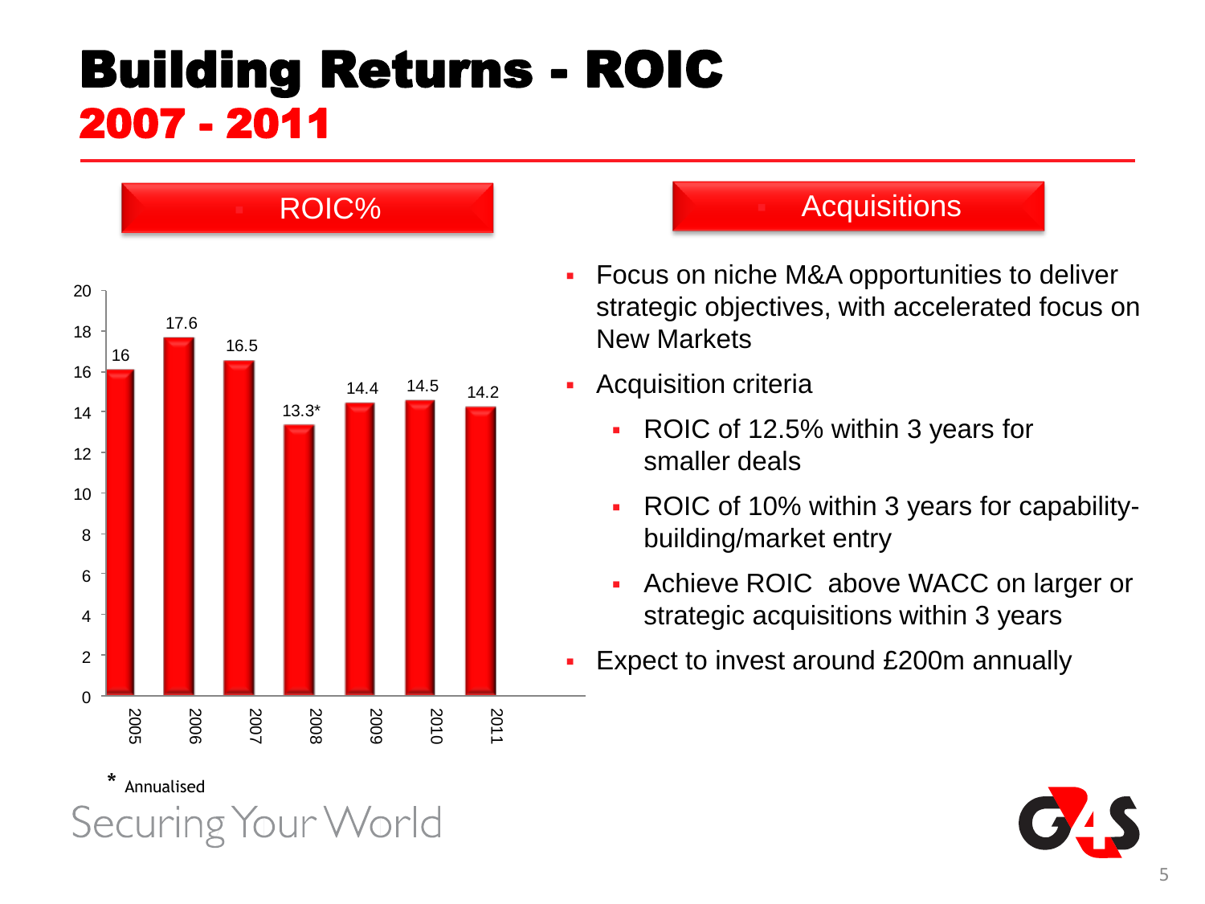# Building Returns - ROIC

## 2007 - 2011

### ROIC%

| Year | ROIC% |
|---|---|
| 2005 | 16 |
| 2006 | 17.6 |
| 2007 | 16.5 |
| 2008 | 13.3* |
| 2009 | 14.4 |
| 2010 | 14.5 |
| 2011 | 14.2 |

\* Annualised

### Acquisitions

- Focus on niche M&A opportunities to deliver strategic objectives, with accelerated focus on New Markets
- Acquisition criteria
  - ROIC of 12.5% within 3 years for smaller deals
  - ROIC of 10% within 3 years for capability-building/market entry
  - Achieve ROIC above WACC on larger or strategic acquisitions within 3 years
- Expect to invest around £200m annually

Securing Your World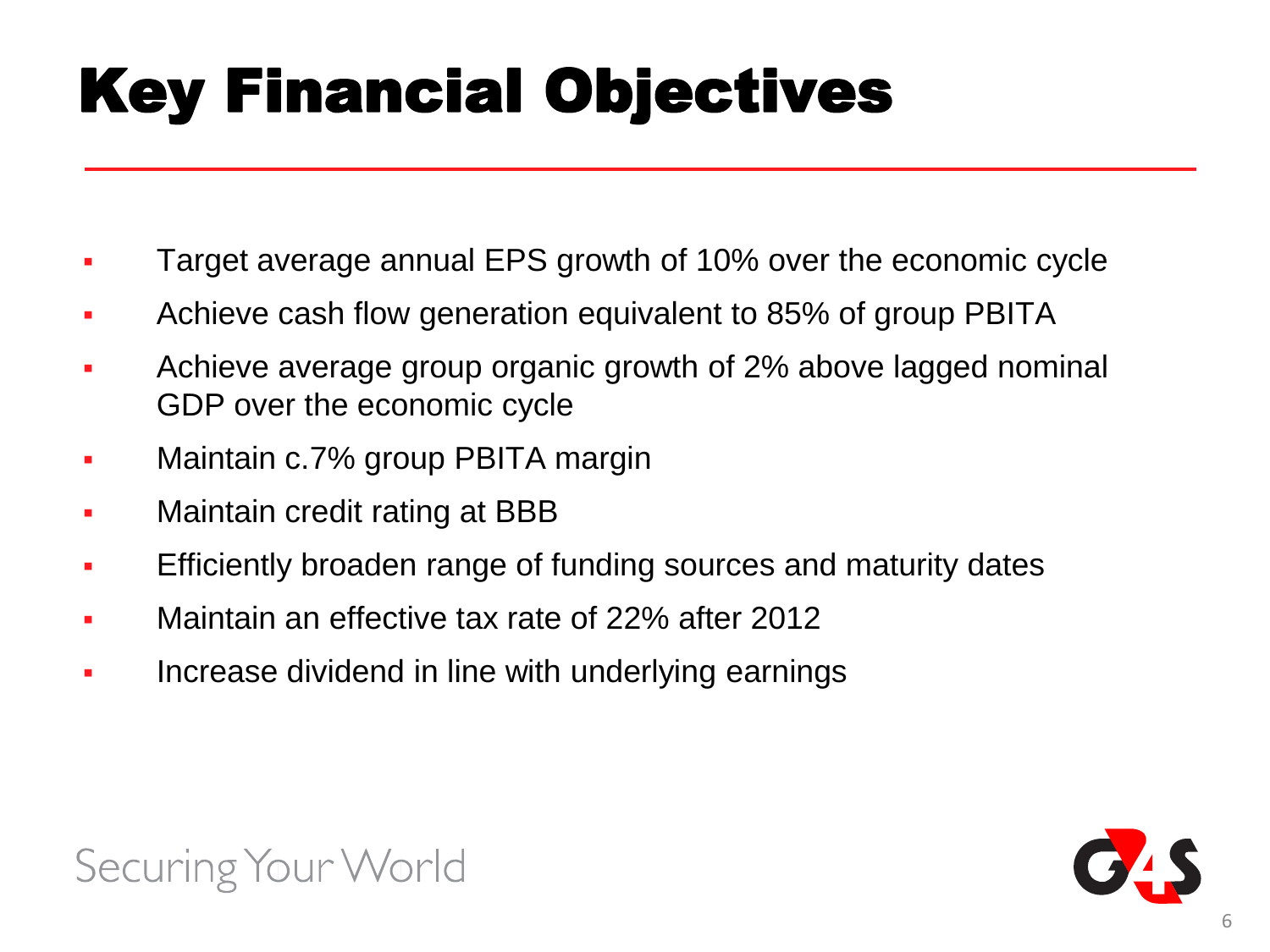# Key Financial Objectives

- Target average annual EPS growth of 10% over the economic cycle
- Achieve cash flow generation equivalent to 85% of group PBITA
- Achieve average group organic growth of 2% above lagged nominal GDP over the economic cycle
- Maintain c.7% group PBITA margin
- Maintain credit rating at BBB
- Efficiently broaden range of funding sources and maturity dates
- Maintain an effective tax rate of 22% after 2012
- Increase dividend in line with underlying earnings

Securing Your World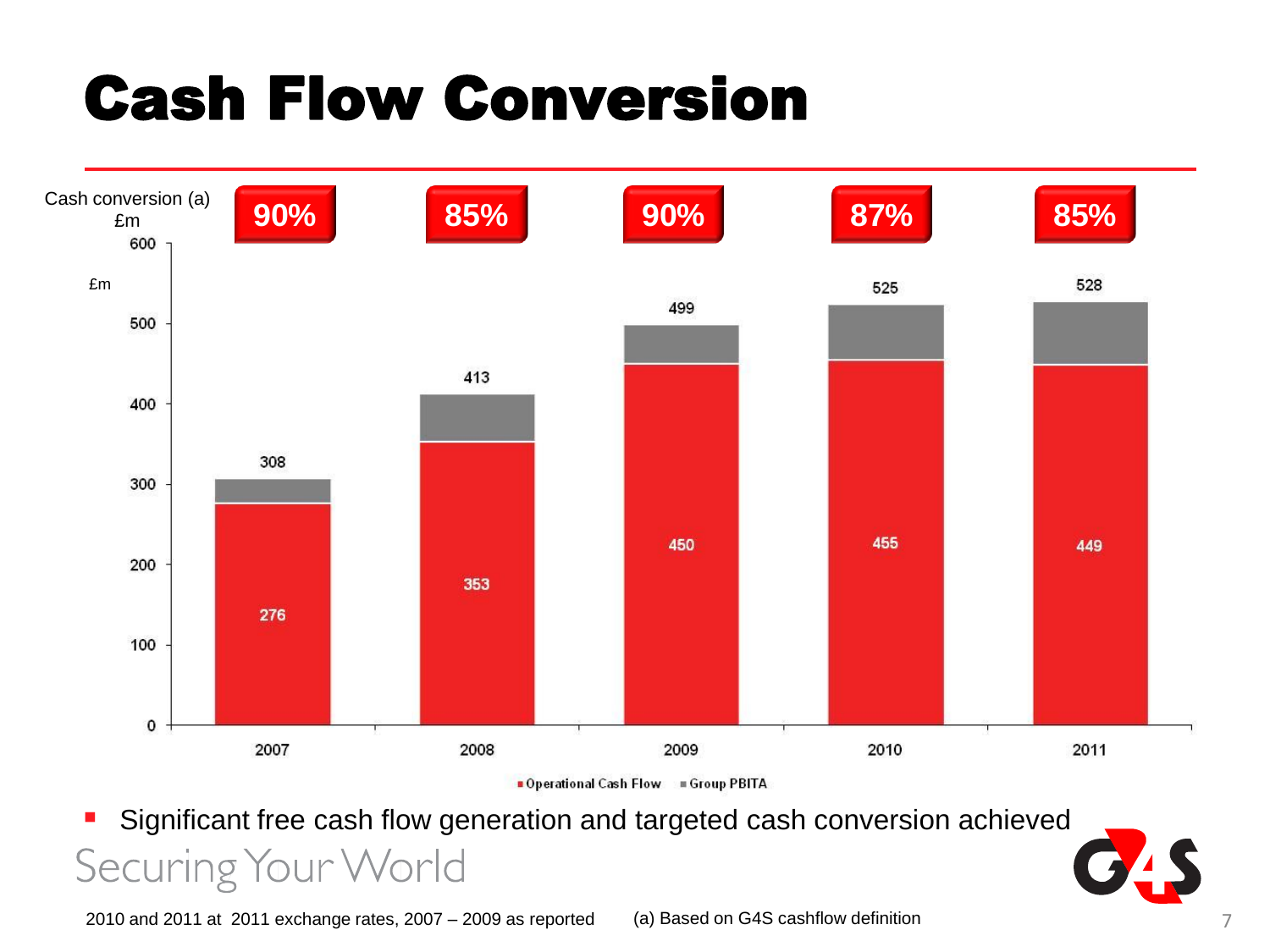# Cash Flow Conversion

Cash conversion (a)
£m

| | 2007 | 2008 | 2009 | 2010 | 2011 |
|---|---|---|---|---|---|
| Cash conversion (a) | 90% | 85% | 90% | 87% | 85% |
| Operational Cash Flow (£m) | 276 | 353 | 450 | 455 | 449 |
| Group PBITA (£m) | 308 | 413 | 499 | 525 | 528 |

- Significant free cash flow generation and targeted cash conversion achieved

Securing Your World

2010 and 2011 at 2011 exchange rates, 2007 – 2009 as reported

(a) Based on G4S cashflow definition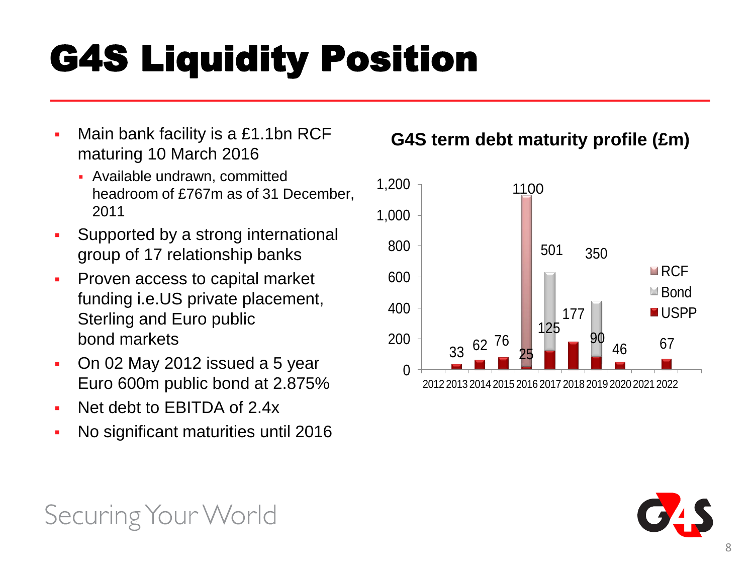# G4S Liquidity Position

- Main bank facility is a £1.1bn RCF maturing 10 March 2016
  - Available undrawn, committed headroom of £767m as of 31 December, 2011
- Supported by a strong international group of 17 relationship banks
- Proven access to capital market funding i.e.US private placement, Sterling and Euro public bond markets
- On 02 May 2012 issued a 5 year Euro 600m public bond at 2.875%
- Net debt to EBITDA of 2.4x
- No significant maturities until 2016

**G4S term debt maturity profile (£m)**

| Year | USPP | Bond | RCF |
|---|---|---|---|
| 2012 | | | |
| 2013 | 33 | | |
| 2014 | 62 | | |
| 2015 | 76 | | |
| 2016 | 25 | | 1100 |
| 2017 | 125 | 501 | |
| 2018 | 177 | | |
| 2019 | 90 | 350 | |
| 2020 | 46 | | |
| 2021 | | | |
| 2022 | 67 | | |

Securing Your World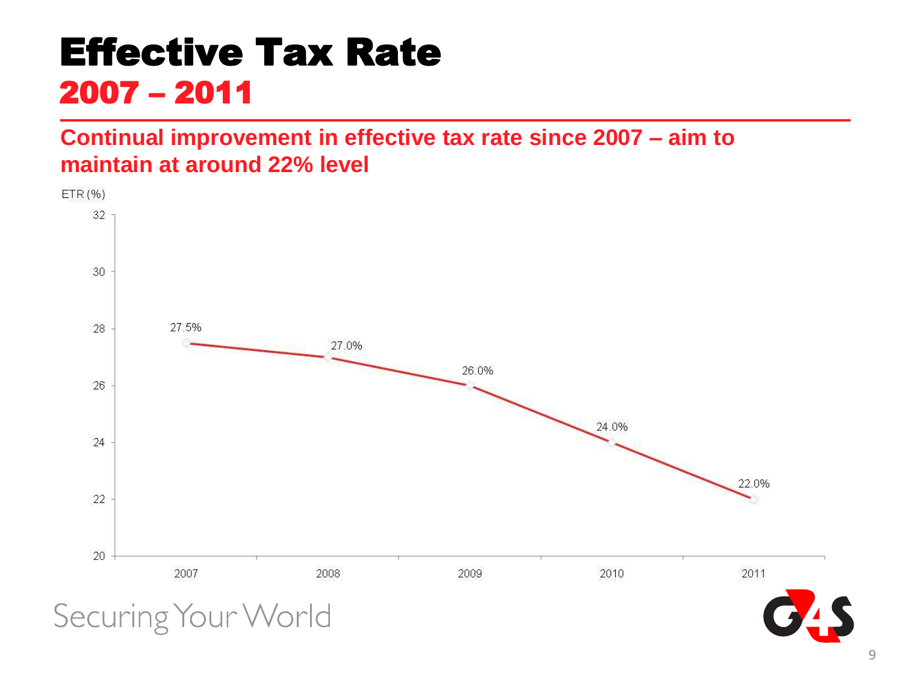# Effective Tax Rate
## 2007 – 2011

**Continual improvement in effective tax rate since 2007 – aim to maintain at around 22% level**

ETR (%)

| Year | ETR (%) |
|---|---|
| 2007 | 27.5% |
| 2008 | 27.0% |
| 2009 | 26.0% |
| 2010 | 24.0% |
| 2011 | 22.0% |

Securing Your World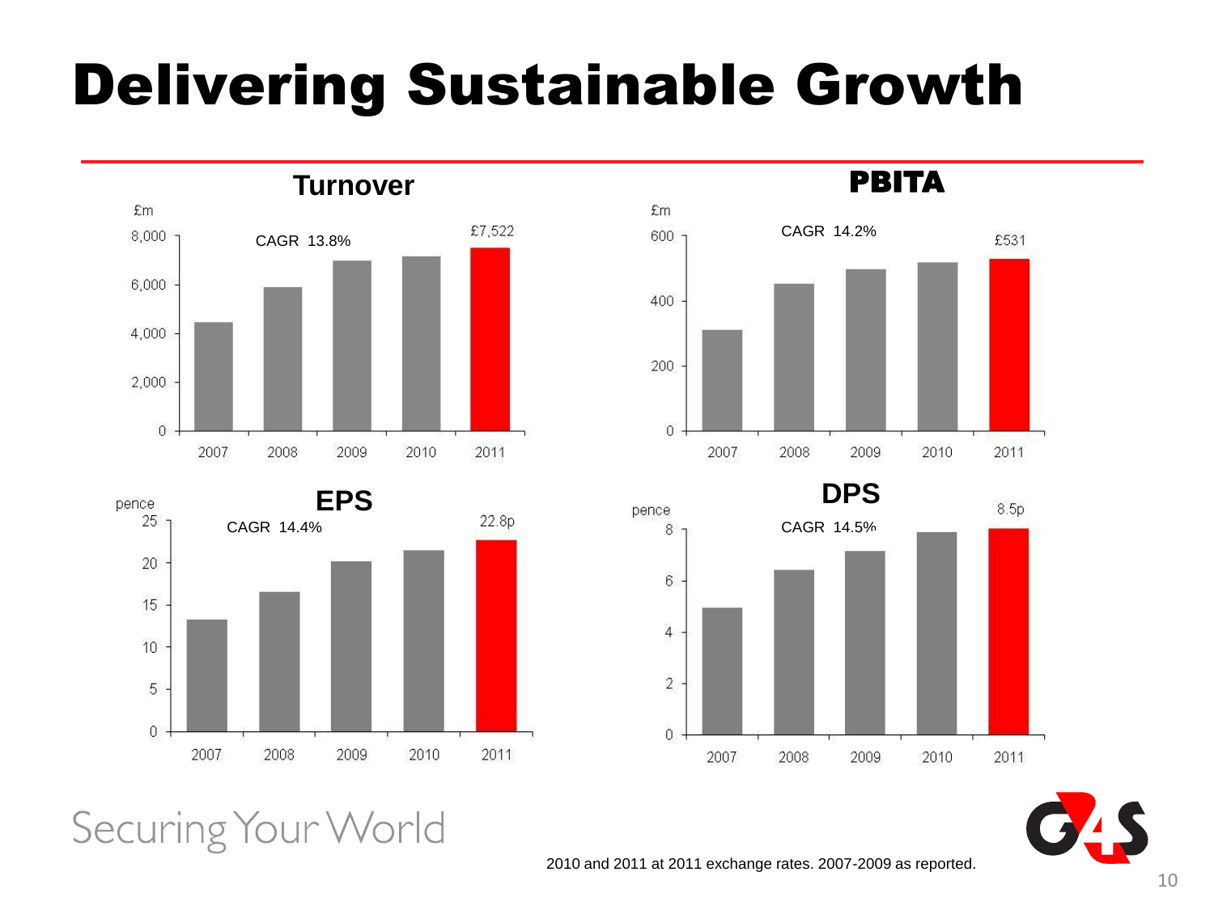# Delivering Sustainable Growth

## Turnover

£m

8,000
6,000
4,000
2,000
0

CAGR 13.8%

£7,522

2007 2008 2009 2010 2011

## PBITA

£m

600
400
200
0

CAGR 14.2%

£531

2007 2008 2009 2010 2011

## EPS

pence

25
20
15
10
5
0

CAGR 14.4%

22.8p

2007 2008 2009 2010 2011

## DPS

pence

8
6
4
2
0

CAGR 14.5%

8.5p

2007 2008 2009 2010 2011

Securing Your World

2010 and 2011 at 2011 exchange rates. 2007-2009 as reported.